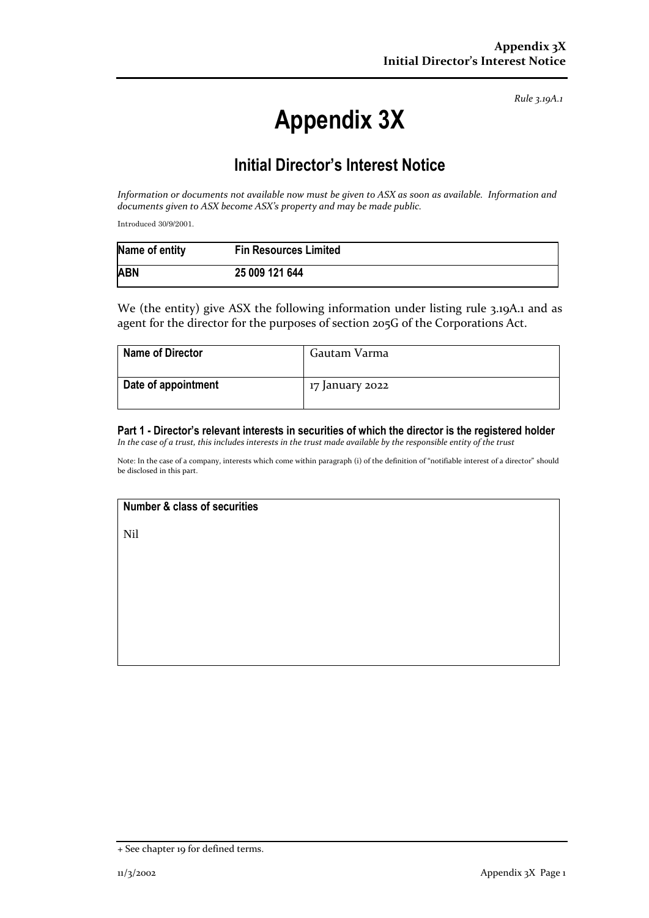*Rule 3.19A.1*

# Appendix 3X

## Initial Director's Interest Notice

*Information or documents not available now must be given to ASX as soon as available. Information and documents given to ASX become ASX's property and may be made public.*

Introduced 30/9/2001.

| Name of entity | Fin Resources Limited |
|---|---|
| **ABN** | **25 009 121 644** |

We (the entity) give ASX the following information under listing rule 3.19A.1 and as agent for the director for the purposes of section 205G of the Corporations Act.

| Name of Director | Gautam Varma |
|---|---|
| **Date of appointment** | 17 January 2022 |

### Part 1 - Director's relevant interests in securities of which the director is the registered holder

*In the case of a trust, this includes interests in the trust made available by the responsible entity of the trust*

Note: In the case of a company, interests which come within paragraph (i) of the definition of "notifiable interest of a director" should be disclosed in this part.

| Number & class of securities |
|---|
| Nil |

+ See chapter 19 for defined terms.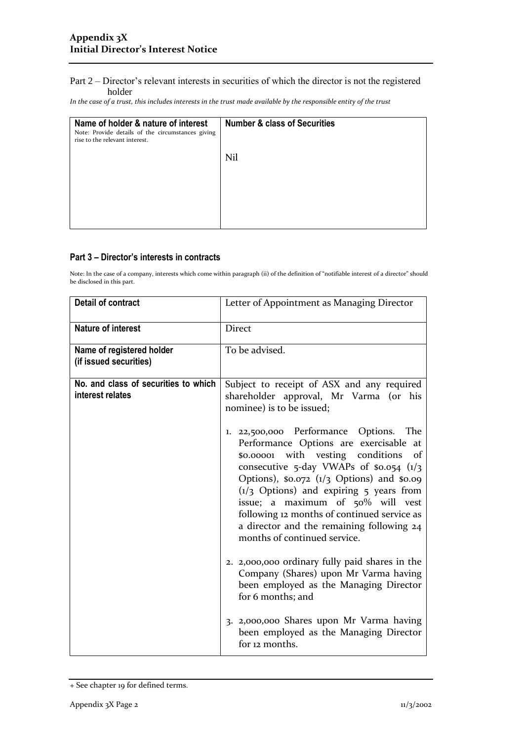## Part 2 – Director's relevant interests in securities of which the director is not the registered holder

*In the case of a trust, this includes interests in the trust made available by the responsible entity of the trust*

| Name of holder & nature of interest<br>Note: Provide details of the circumstances giving rise to the relevant interest. | Number & class of Securities |
|---|---|
| | Nil |

### Part 3 – Director's interests in contracts

Note: In the case of a company, interests which come within paragraph (ii) of the definition of "notifiable interest of a director" should be disclosed in this part.

| | |
|---|---|
| **Detail of contract** | Letter of Appointment as Managing Director |
| **Nature of interest** | Direct |
| **Name of registered holder (if issued securities)** | To be advised. |
| **No. and class of securities to which interest relates** | Subject to receipt of ASX and any required shareholder approval, Mr Varma (or his nominee) is to be issued;<br><br>1. 22,500,000 Performance Options. The Performance Options are exercisable at \$0.00001 with vesting conditions of consecutive 5-day VWAPs of \$0.054 (1/3 Options), \$0.072 (1/3 Options) and \$0.09 (1/3 Options) and expiring 5 years from issue; a maximum of 50% will vest following 12 months of continued service as a director and the remaining following 24 months of continued service.<br><br>2. 2,000,000 ordinary fully paid shares in the Company (Shares) upon Mr Varma having been employed as the Managing Director for 6 months; and<br><br>3. 2,000,000 Shares upon Mr Varma having been employed as the Managing Director for 12 months. |

+ See chapter 19 for defined terms.